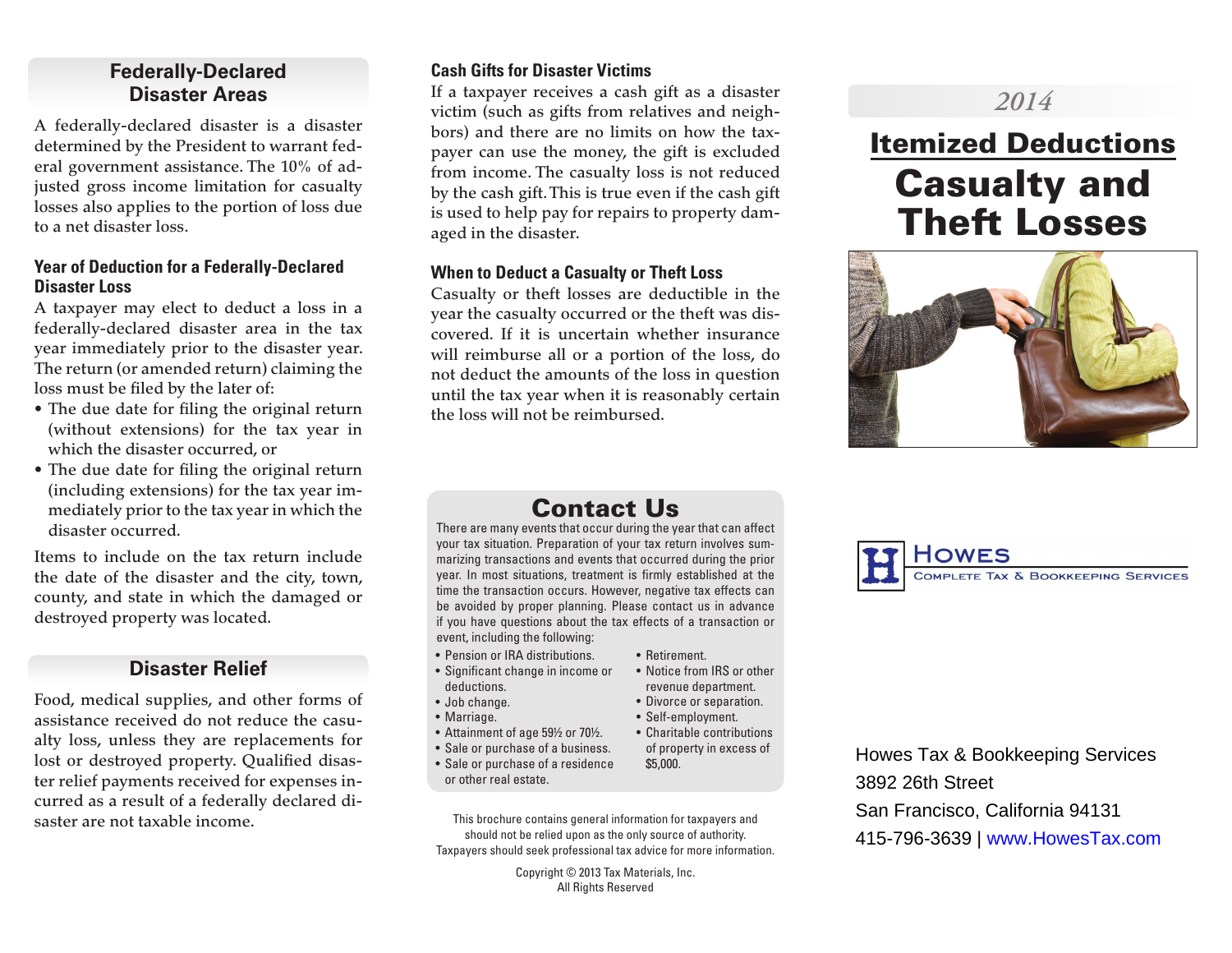## Federally-Declared Disaster Areas

A federally-declared disaster is a disaster determined by the President to warrant federal government assistance. The 10% of adjusted gross income limitation for casualty losses also applies to the portion of loss due to a net disaster loss.

### Year of Deduction for a Federally-Declared Disaster Loss

A taxpayer may elect to deduct a loss in a federally-declared disaster area in the tax year immediately prior to the disaster year. The return (or amended return) claiming the loss must be filed by the later of:

- The due date for filing the original return (without extensions) for the tax year in which the disaster occurred, or
- The due date for filing the original return (including extensions) for the tax year immediately prior to the tax year in which the disaster occurred.

Items to include on the tax return include the date of the disaster and the city, town, county, and state in which the damaged or destroyed property was located.

## Disaster Relief

Food, medical supplies, and other forms of assistance received do not reduce the casualty loss, unless they are replacements for lost or destroyed property. Qualified disaster relief payments received for expenses incurred as a result of a federally declared disaster are not taxable income.

### Cash Gifts for Disaster Victims

If a taxpayer receives a cash gift as a disaster victim (such as gifts from relatives and neighbors) and there are no limits on how the taxpayer can use the money, the gift is excluded from income. The casualty loss is not reduced by the cash gift. This is true even if the cash gift is used to help pay for repairs to property damaged in the disaster.

### When to Deduct a Casualty or Theft Loss

Casualty or theft losses are deductible in the year the casualty occurred or the theft was discovered. If it is uncertain whether insurance will reimburse all or a portion of the loss, do not deduct the amounts of the loss in question until the tax year when it is reasonably certain the loss will not be reimbursed.

## Contact Us

There are many events that occur during the year that can affect your tax situation. Preparation of your tax return involves summarizing transactions and events that occurred during the prior year. In most situations, treatment is firmly established at the time the transaction occurs. However, negative tax effects can be avoided by proper planning. Please contact us in advance if you have questions about the tax effects of a transaction or event, including the following:

- Pension or IRA distributions.
- Significant change in income or deductions.
- Job change.
- Marriage.
- Attainment of age 59½ or 70½.
- Sale or purchase of a business.
- Sale or purchase of a residence or other real estate.
- Retirement.
- Notice from IRS or other revenue department.
- Divorce or separation.
- Self-employment.
- Charitable contributions of property in excess of $5,000.

This brochure contains general information for taxpayers and should not be relied upon as the only source of authority. Taxpayers should seek professional tax advice for more information.

Copyright © 2013 Tax Materials, Inc.
All Rights Reserved

*2014*

# Itemized Deductions
# Casualty and Theft Losses

**Howes** — Complete Tax & Bookkeeping Services

Howes Tax & Bookkeeping Services
3892 26th Street
San Francisco, California 94131
415-796-3639 | www.HowesTax.com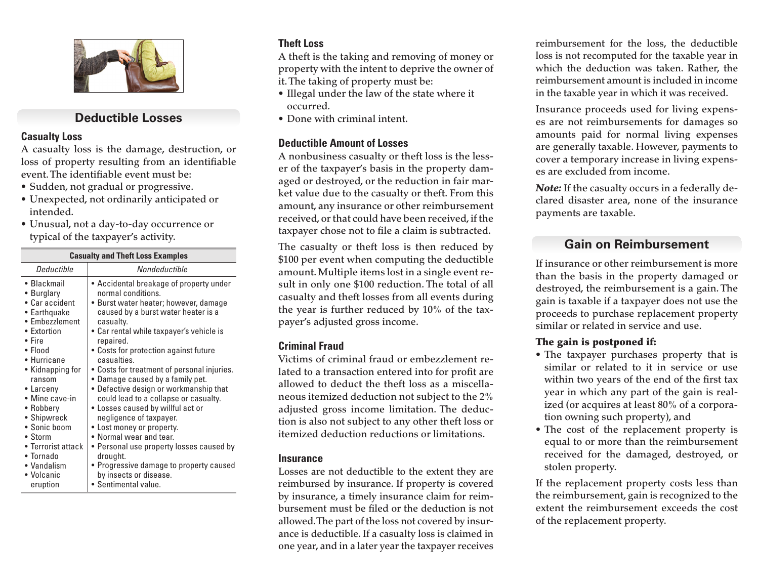## Deductible Losses

### Casualty Loss

A casualty loss is the damage, destruction, or loss of property resulting from an identifiable event. The identifiable event must be:

- Sudden, not gradual or progressive.
- Unexpected, not ordinarily anticipated or intended.
- Unusual, not a day-to-day occurrence or typical of the taxpayer's activity.

**Casualty and Theft Loss Examples**

| *Deductible* | *Nondeductible* |
|---|---|
| • Blackmail<br>• Burglary<br>• Car accident<br>• Earthquake<br>• Embezzlement<br>• Extortion<br>• Fire<br>• Flood<br>• Hurricane<br>• Kidnapping for ransom<br>• Larceny<br>• Mine cave-in<br>• Robbery<br>• Shipwreck<br>• Sonic boom<br>• Storm<br>• Terrorist attack<br>• Tornado<br>• Vandalism<br>• Volcanic eruption | • Accidental breakage of property under normal conditions.<br>• Burst water heater; however, damage caused by a burst water heater is a casualty.<br>• Car rental while taxpayer's vehicle is repaired.<br>• Costs for protection against future casualties.<br>• Costs for treatment of personal injuries.<br>• Damage caused by a family pet.<br>• Defective design or workmanship that could lead to a collapse or casualty.<br>• Losses caused by willful act or negligence of taxpayer.<br>• Lost money or property.<br>• Normal wear and tear.<br>• Personal use property losses caused by drought.<br>• Progressive damage to property caused by insects or disease.<br>• Sentimental value. |

### Theft Loss

A theft is the taking and removing of money or property with the intent to deprive the owner of it. The taking of property must be:

- Illegal under the law of the state where it occurred.
- Done with criminal intent.

### Deductible Amount of Losses

A nonbusiness casualty or theft loss is the lesser of the taxpayer's basis in the property damaged or destroyed, or the reduction in fair market value due to the casualty or theft. From this amount, any insurance or other reimbursement received, or that could have been received, if the taxpayer chose not to file a claim is subtracted.

The casualty or theft loss is then reduced by \$100 per event when computing the deductible amount. Multiple items lost in a single event result in only one \$100 reduction. The total of all casualty and theft losses from all events during the year is further reduced by 10% of the taxpayer's adjusted gross income.

### Criminal Fraud

Victims of criminal fraud or embezzlement related to a transaction entered into for profit are allowed to deduct the theft loss as a miscellaneous itemized deduction not subject to the 2% adjusted gross income limitation. The deduction is also not subject to any other theft loss or itemized deduction reductions or limitations.

### Insurance

Losses are not deductible to the extent they are reimbursed by insurance. If property is covered by insurance, a timely insurance claim for reimbursement must be filed or the deduction is not allowed. The part of the loss not covered by insurance is deductible. If a casualty loss is claimed in one year, and in a later year the taxpayer receives reimbursement for the loss, the deductible loss is not recomputed for the taxable year in which the deduction was taken. Rather, the reimbursement amount is included in income in the taxable year in which it was received.

Insurance proceeds used for living expenses are not reimbursements for damages so amounts paid for normal living expenses are generally taxable. However, payments to cover a temporary increase in living expenses are excluded from income.

***Note:*** If the casualty occurs in a federally declared disaster area, none of the insurance payments are taxable.

## Gain on Reimbursement

If insurance or other reimbursement is more than the basis in the property damaged or destroyed, the reimbursement is a gain. The gain is taxable if a taxpayer does not use the proceeds to purchase replacement property similar or related in service and use.

**The gain is postponed if:**

- The taxpayer purchases property that is similar or related to it in service or use within two years of the end of the first tax year in which any part of the gain is realized (or acquires at least 80% of a corporation owning such property), and
- The cost of the replacement property is equal to or more than the reimbursement received for the damaged, destroyed, or stolen property.

If the replacement property costs less than the reimbursement, gain is recognized to the extent the reimbursement exceeds the cost of the replacement property.